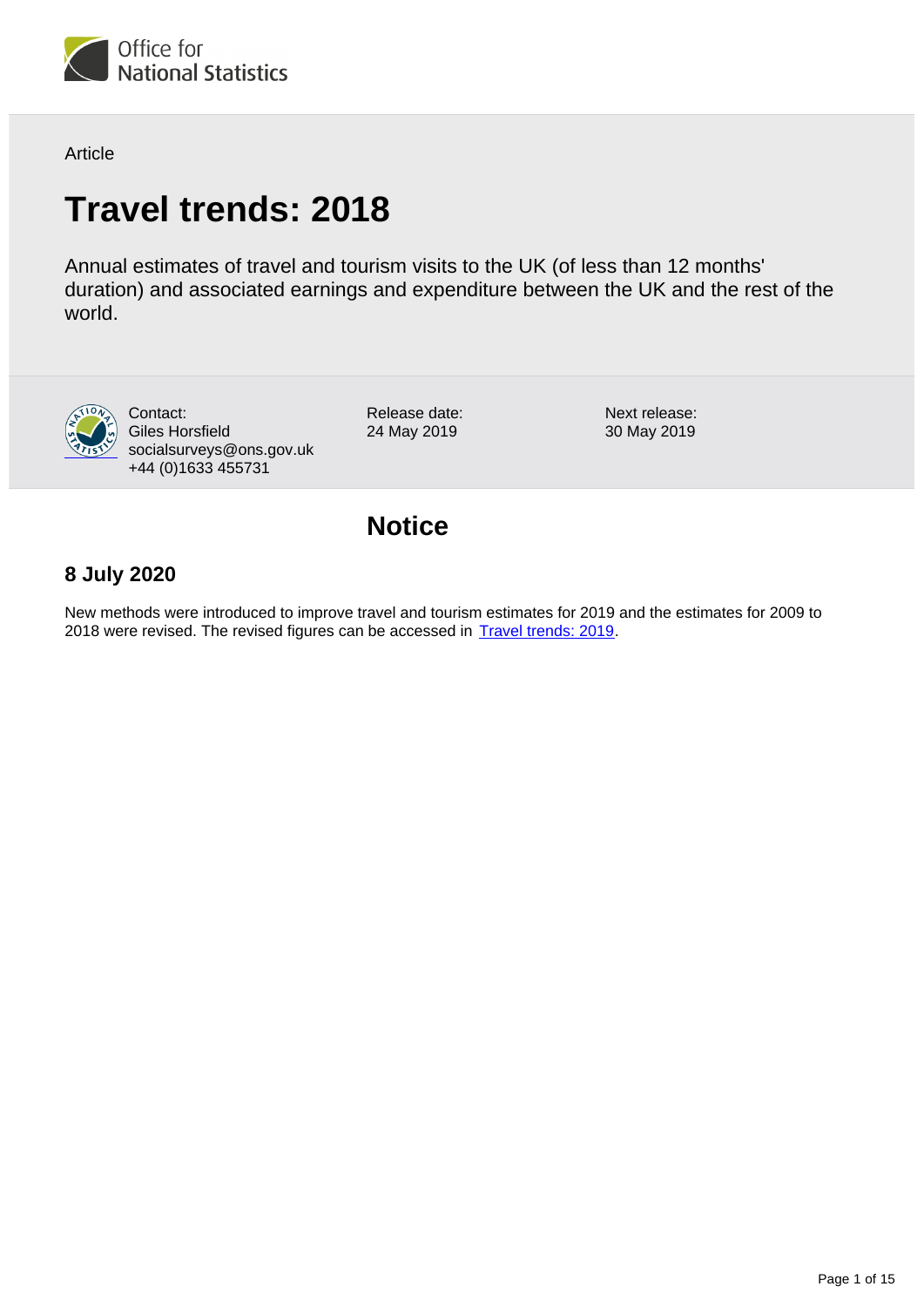Office for National Statistics

Article

# Travel trends: 2018

Annual estimates of travel and tourism visits to the UK (of less than 12 months' duration) and associated earnings and expenditure between the UK and the rest of the world.

Contact:
Giles Horsfield
socialsurveys@ons.gov.uk
+44 (0)1633 455731

Release date:
24 May 2019

Next release:
30 May 2019

## Notice

### 8 July 2020

New methods were introduced to improve travel and tourism estimates for 2019 and the estimates for 2009 to 2018 were revised. The revised figures can be accessed in Travel trends: 2019.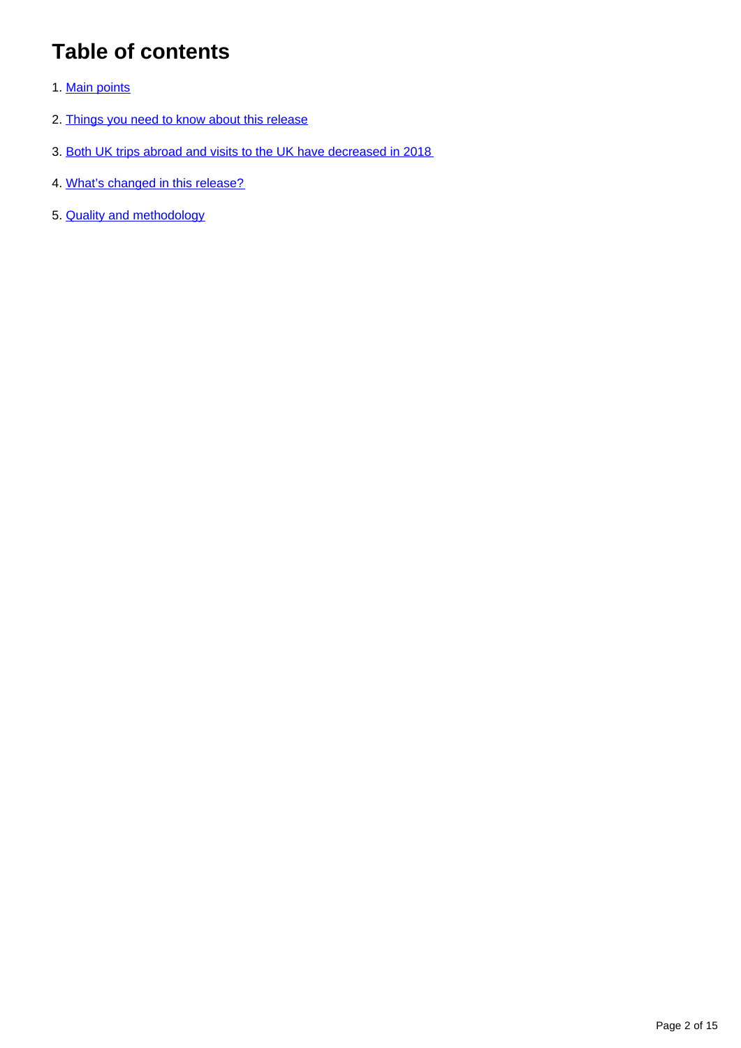# Table of contents

1. Main points
2. Things you need to know about this release
3. Both UK trips abroad and visits to the UK have decreased in 2018
4. What's changed in this release?
5. Quality and methodology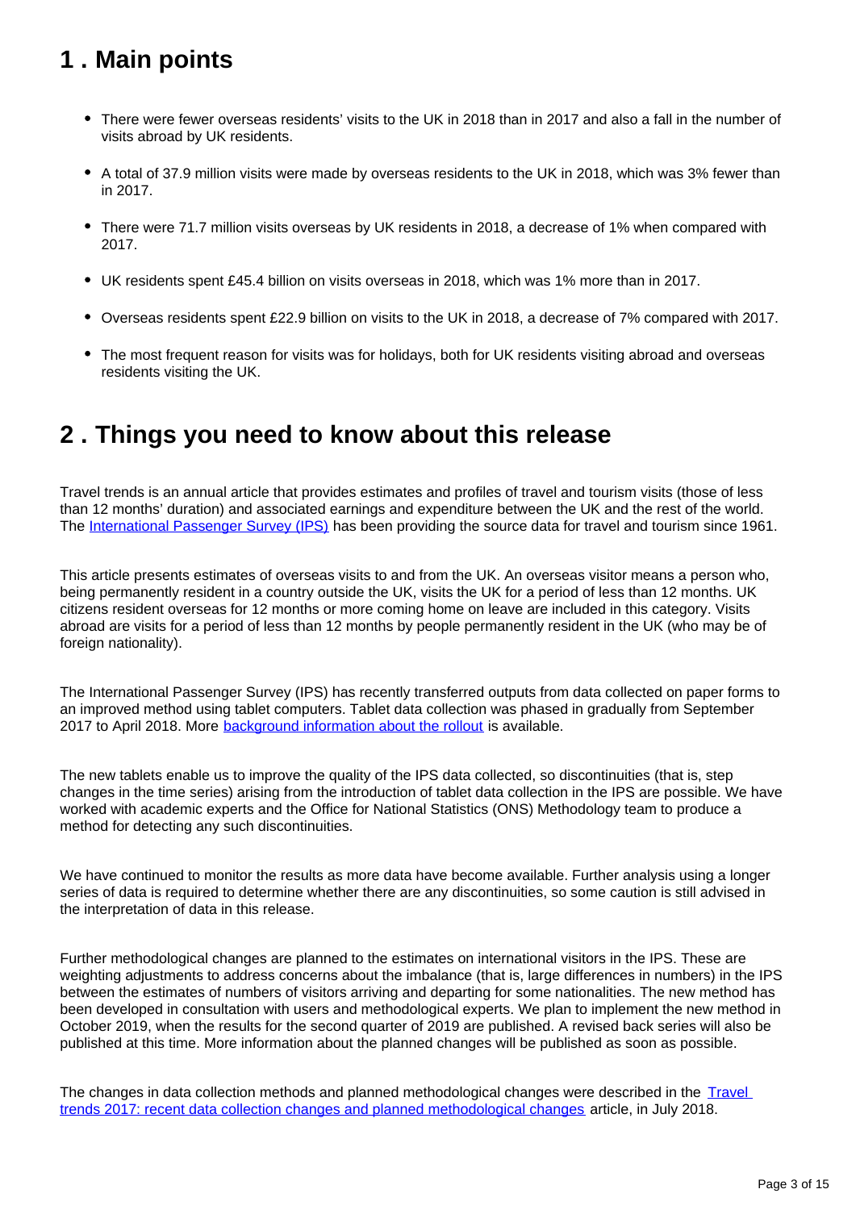## 1 . Main points

- There were fewer overseas residents' visits to the UK in 2018 than in 2017 and also a fall in the number of visits abroad by UK residents.
- A total of 37.9 million visits were made by overseas residents to the UK in 2018, which was 3% fewer than in 2017.
- There were 71.7 million visits overseas by UK residents in 2018, a decrease of 1% when compared with 2017.
- UK residents spent £45.4 billion on visits overseas in 2018, which was 1% more than in 2017.
- Overseas residents spent £22.9 billion on visits to the UK in 2018, a decrease of 7% compared with 2017.
- The most frequent reason for visits was for holidays, both for UK residents visiting abroad and overseas residents visiting the UK.

## 2 . Things you need to know about this release

Travel trends is an annual article that provides estimates and profiles of travel and tourism visits (those of less than 12 months' duration) and associated earnings and expenditure between the UK and the rest of the world. The [International Passenger Survey (IPS)] has been providing the source data for travel and tourism since 1961.

This article presents estimates of overseas visits to and from the UK. An overseas visitor means a person who, being permanently resident in a country outside the UK, visits the UK for a period of less than 12 months. UK citizens resident overseas for 12 months or more coming home on leave are included in this category. Visits abroad are visits for a period of less than 12 months by people permanently resident in the UK (who may be of foreign nationality).

The International Passenger Survey (IPS) has recently transferred outputs from data collected on paper forms to an improved method using tablet computers. Tablet data collection was phased in gradually from September 2017 to April 2018. More [background information about the rollout] is available.

The new tablets enable us to improve the quality of the IPS data collected, so discontinuities (that is, step changes in the time series) arising from the introduction of tablet data collection in the IPS are possible. We have worked with academic experts and the Office for National Statistics (ONS) Methodology team to produce a method for detecting any such discontinuities.

We have continued to monitor the results as more data have become available. Further analysis using a longer series of data is required to determine whether there are any discontinuities, so some caution is still advised in the interpretation of data in this release.

Further methodological changes are planned to the estimates on international visitors in the IPS. These are weighting adjustments to address concerns about the imbalance (that is, large differences in numbers) in the IPS between the estimates of numbers of visitors arriving and departing for some nationalities. The new method has been developed in consultation with users and methodological experts. We plan to implement the new method in October 2019, when the results for the second quarter of 2019 are published. A revised back series will also be published at this time. More information about the planned changes will be published as soon as possible.

The changes in data collection methods and planned methodological changes were described in the [Travel trends 2017: recent data collection changes and planned methodological changes] article, in July 2018.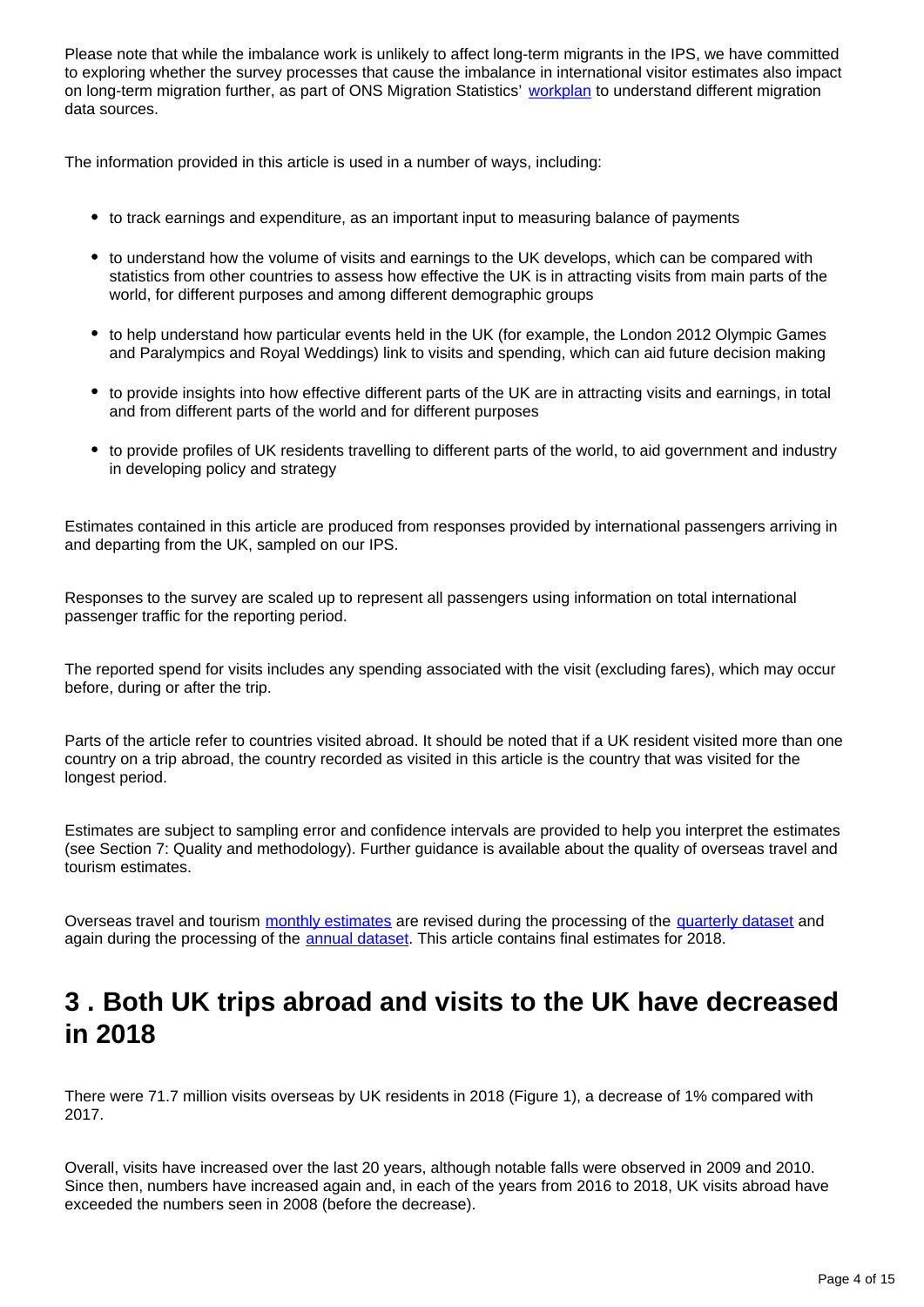Please note that while the imbalance work is unlikely to affect long-term migrants in the IPS, we have committed to exploring whether the survey processes that cause the imbalance in international visitor estimates also impact on long-term migration further, as part of ONS Migration Statistics' workplan to understand different migration data sources.

The information provided in this article is used in a number of ways, including:

- to track earnings and expenditure, as an important input to measuring balance of payments
- to understand how the volume of visits and earnings to the UK develops, which can be compared with statistics from other countries to assess how effective the UK is in attracting visits from main parts of the world, for different purposes and among different demographic groups
- to help understand how particular events held in the UK (for example, the London 2012 Olympic Games and Paralympics and Royal Weddings) link to visits and spending, which can aid future decision making
- to provide insights into how effective different parts of the UK are in attracting visits and earnings, in total and from different parts of the world and for different purposes
- to provide profiles of UK residents travelling to different parts of the world, to aid government and industry in developing policy and strategy

Estimates contained in this article are produced from responses provided by international passengers arriving in and departing from the UK, sampled on our IPS.

Responses to the survey are scaled up to represent all passengers using information on total international passenger traffic for the reporting period.

The reported spend for visits includes any spending associated with the visit (excluding fares), which may occur before, during or after the trip.

Parts of the article refer to countries visited abroad. It should be noted that if a UK resident visited more than one country on a trip abroad, the country recorded as visited in this article is the country that was visited for the longest period.

Estimates are subject to sampling error and confidence intervals are provided to help you interpret the estimates (see Section 7: Quality and methodology). Further guidance is available about the quality of overseas travel and tourism estimates.

Overseas travel and tourism monthly estimates are revised during the processing of the quarterly dataset and again during the processing of the annual dataset. This article contains final estimates for 2018.

## 3 . Both UK trips abroad and visits to the UK have decreased in 2018

There were 71.7 million visits overseas by UK residents in 2018 (Figure 1), a decrease of 1% compared with 2017.

Overall, visits have increased over the last 20 years, although notable falls were observed in 2009 and 2010. Since then, numbers have increased again and, in each of the years from 2016 to 2018, UK visits abroad have exceeded the numbers seen in 2008 (before the decrease).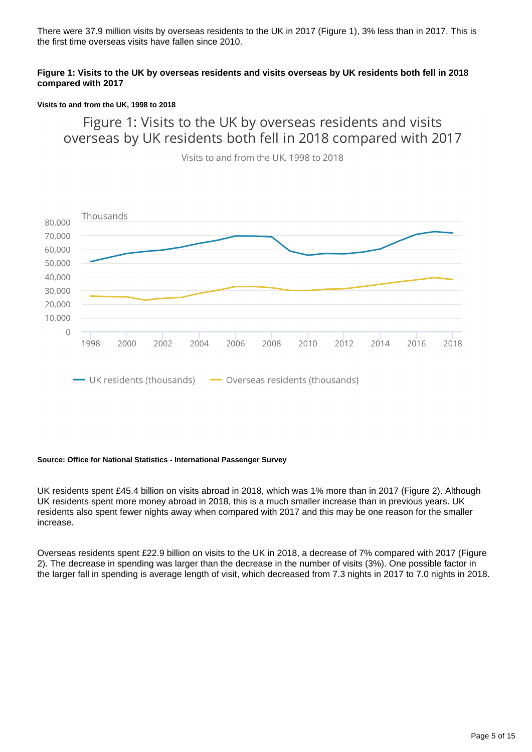There were 37.9 million visits by overseas residents to the UK in 2017 (Figure 1), 3% less than in 2017. This is the first time overseas visits have fallen since 2010.

**Figure 1: Visits to the UK by overseas residents and visits overseas by UK residents both fell in 2018 compared with 2017**

**Visits to and from the UK, 1998 to 2018**

**Source: Office for National Statistics - International Passenger Survey**

UK residents spent £45.4 billion on visits abroad in 2018, which was 1% more than in 2017 (Figure 2). Although UK residents spent more money abroad in 2018, this is a much smaller increase than in previous years. UK residents also spent fewer nights away when compared with 2017 and this may be one reason for the smaller increase.

Overseas residents spent £22.9 billion on visits to the UK in 2018, a decrease of 7% compared with 2017 (Figure 2). The decrease in spending was larger than the decrease in the number of visits (3%). One possible factor in the larger fall in spending is average length of visit, which decreased from 7.3 nights in 2017 to 7.0 nights in 2018.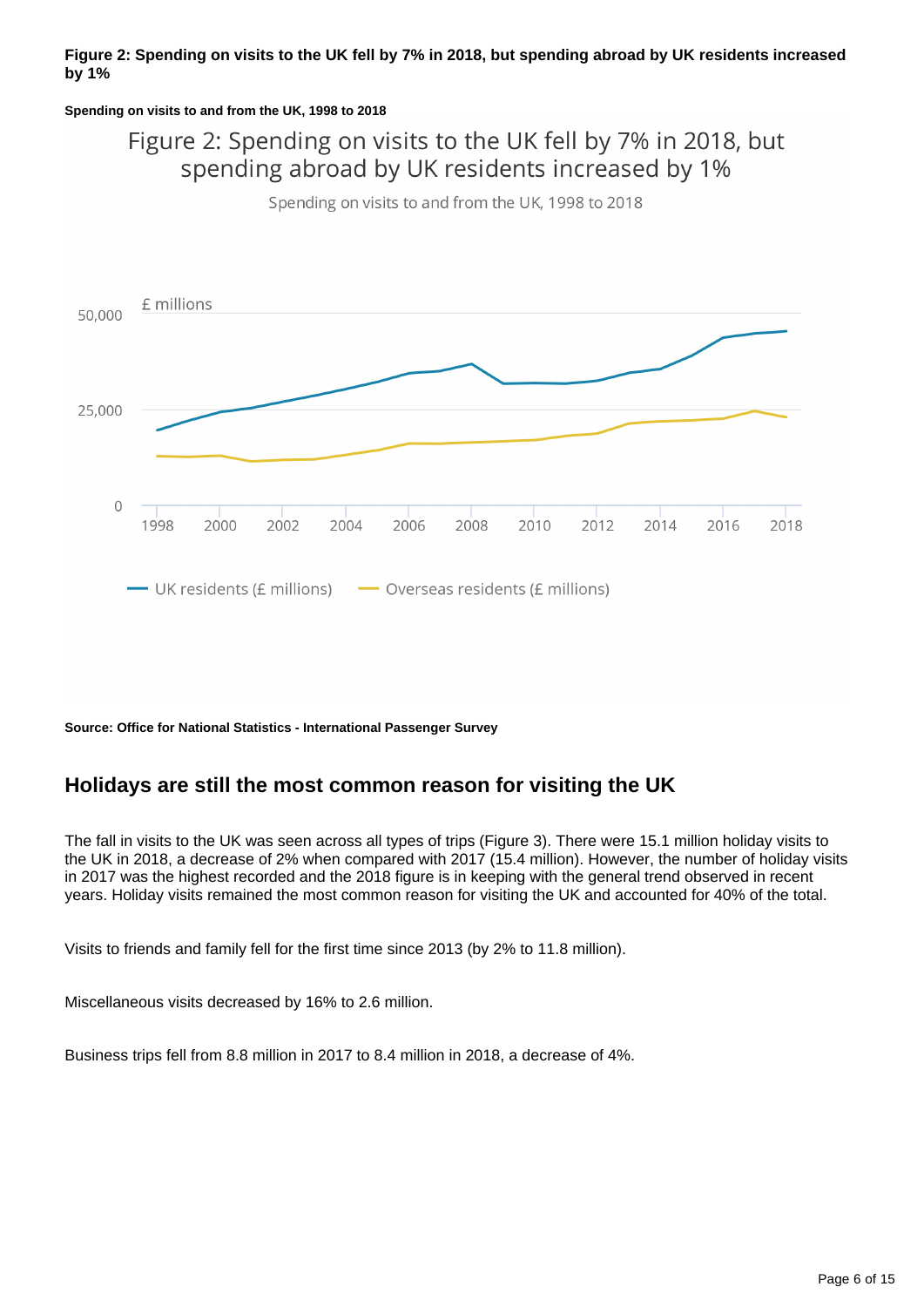**Figure 2: Spending on visits to the UK fell by 7% in 2018, but spending abroad by UK residents increased by 1%**

**Spending on visits to and from the UK, 1998 to 2018**

**Source: Office for National Statistics - International Passenger Survey**

## Holidays are still the most common reason for visiting the UK

The fall in visits to the UK was seen across all types of trips (Figure 3). There were 15.1 million holiday visits to the UK in 2018, a decrease of 2% when compared with 2017 (15.4 million). However, the number of holiday visits in 2017 was the highest recorded and the 2018 figure is in keeping with the general trend observed in recent years. Holiday visits remained the most common reason for visiting the UK and accounted for 40% of the total.

Visits to friends and family fell for the first time since 2013 (by 2% to 11.8 million).

Miscellaneous visits decreased by 16% to 2.6 million.

Business trips fell from 8.8 million in 2017 to 8.4 million in 2018, a decrease of 4%.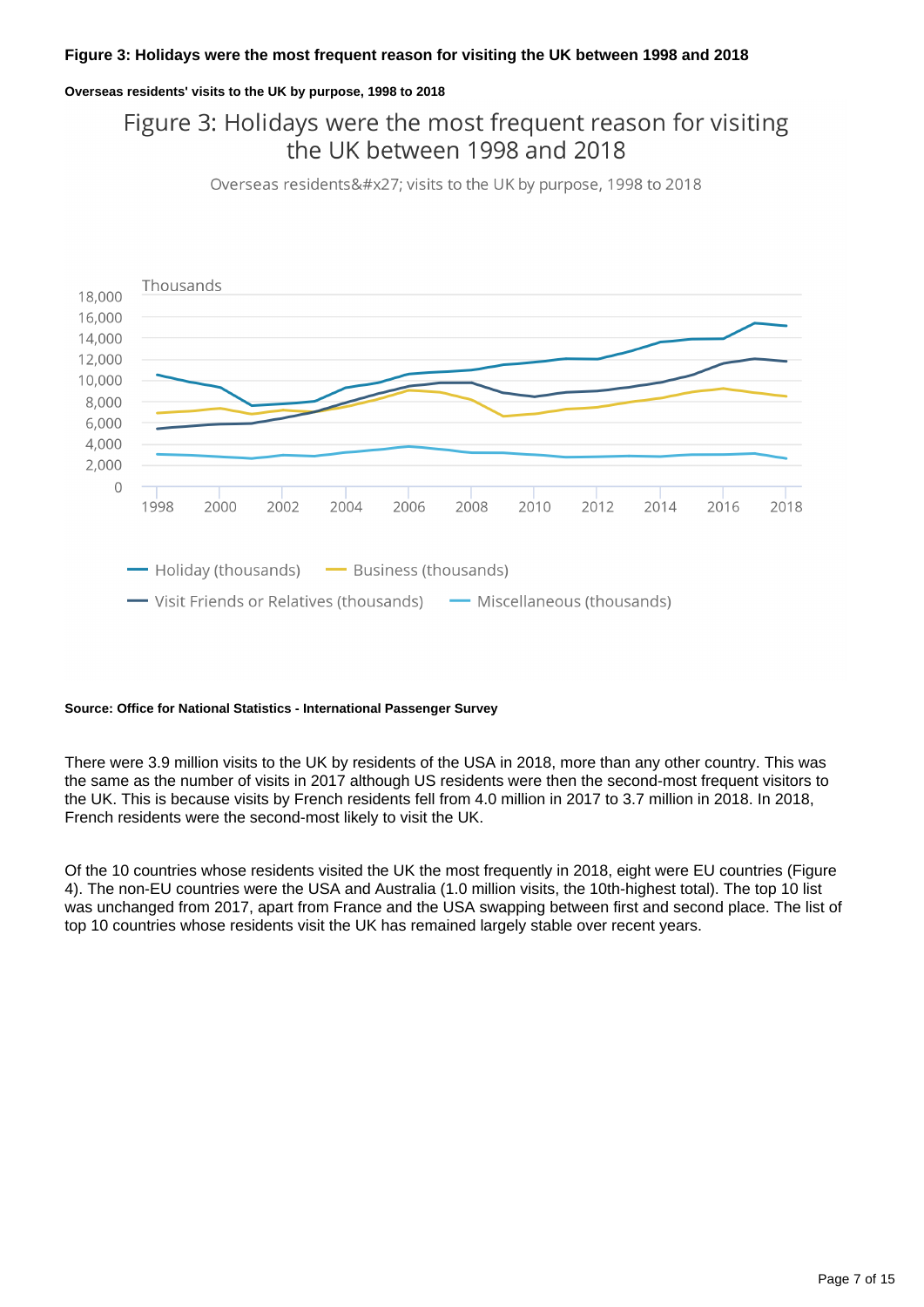**Figure 3: Holidays were the most frequent reason for visiting the UK between 1998 and 2018**

**Overseas residents' visits to the UK by purpose, 1998 to 2018**

**Source: Office for National Statistics - International Passenger Survey**

There were 3.9 million visits to the UK by residents of the USA in 2018, more than any other country. This was the same as the number of visits in 2017 although US residents were then the second-most frequent visitors to the UK. This is because visits by French residents fell from 4.0 million in 2017 to 3.7 million in 2018. In 2018, French residents were the second-most likely to visit the UK.

Of the 10 countries whose residents visited the UK the most frequently in 2018, eight were EU countries (Figure 4). The non-EU countries were the USA and Australia (1.0 million visits, the 10th-highest total). The top 10 list was unchanged from 2017, apart from France and the USA swapping between first and second place. The list of top 10 countries whose residents visit the UK has remained largely stable over recent years.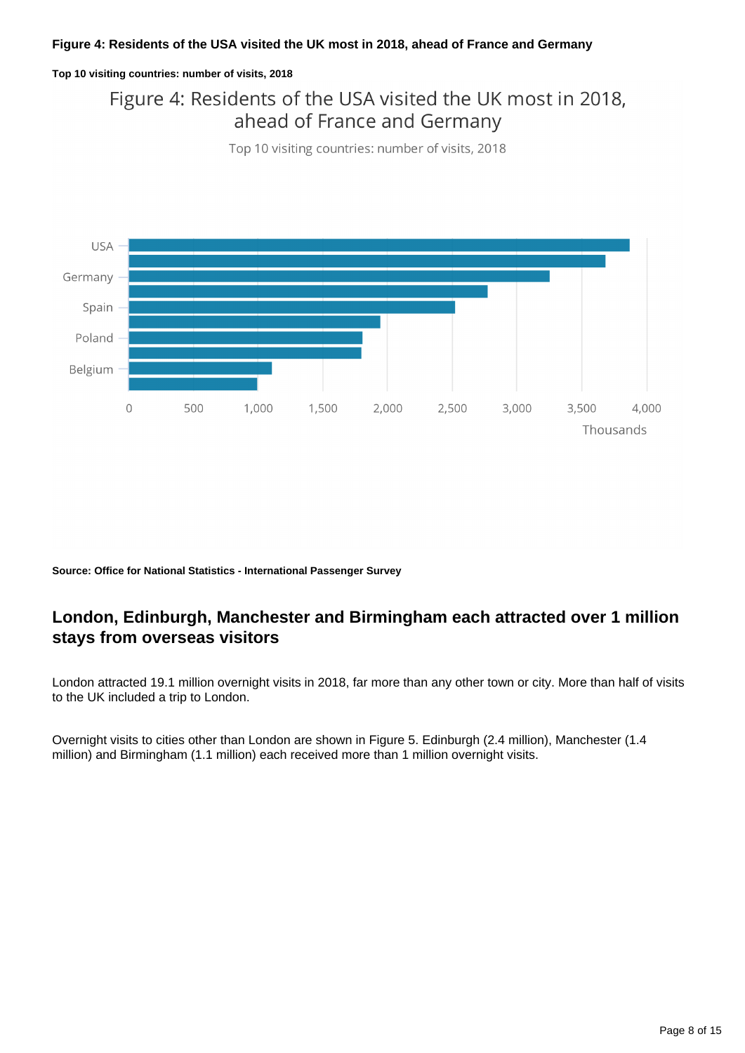**Figure 4: Residents of the USA visited the UK most in 2018, ahead of France and Germany**

**Top 10 visiting countries: number of visits, 2018**

Figure 4: Residents of the USA visited the UK most in 2018, ahead of France and Germany

Top 10 visiting countries: number of visits, 2018

USA

Germany

Spain

Poland

Belgium

0 500 1,000 1,500 2,000 2,500 3,000 3,500 4,000

Thousands

**Source: Office for National Statistics - International Passenger Survey**

## London, Edinburgh, Manchester and Birmingham each attracted over 1 million stays from overseas visitors

London attracted 19.1 million overnight visits in 2018, far more than any other town or city. More than half of visits to the UK included a trip to London.

Overnight visits to cities other than London are shown in Figure 5. Edinburgh (2.4 million), Manchester (1.4 million) and Birmingham (1.1 million) each received more than 1 million overnight visits.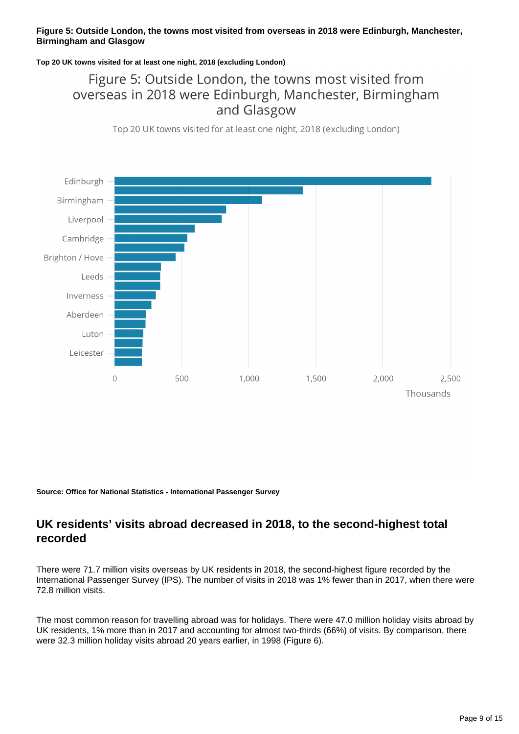**Figure 5: Outside London, the towns most visited from overseas in 2018 were Edinburgh, Manchester, Birmingham and Glasgow**

**Top 20 UK towns visited for at least one night, 2018 (excluding London)**

Figure 5: Outside London, the towns most visited from overseas in 2018 were Edinburgh, Manchester, Birmingham and Glasgow

Top 20 UK towns visited for at least one night, 2018 (excluding London)

Edinburgh
Birmingham
Liverpool
Cambridge
Brighton / Hove
Leeds
Inverness
Aberdeen
Luton
Leicester

0 500 1,000 1,500 2,000 2,500

Thousands

**Source: Office for National Statistics - International Passenger Survey**

## UK residents' visits abroad decreased in 2018, to the second-highest total recorded

There were 71.7 million visits overseas by UK residents in 2018, the second-highest figure recorded by the International Passenger Survey (IPS). The number of visits in 2018 was 1% fewer than in 2017, when there were 72.8 million visits.

The most common reason for travelling abroad was for holidays. There were 47.0 million holiday visits abroad by UK residents, 1% more than in 2017 and accounting for almost two-thirds (66%) of visits. By comparison, there were 32.3 million holiday visits abroad 20 years earlier, in 1998 (Figure 6).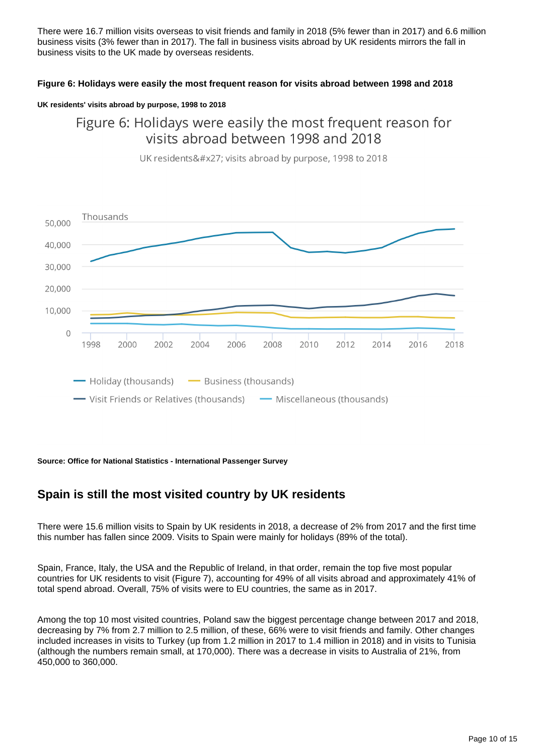There were 16.7 million visits overseas to visit friends and family in 2018 (5% fewer than in 2017) and 6.6 million business visits (3% fewer than in 2017). The fall in business visits abroad by UK residents mirrors the fall in business visits to the UK made by overseas residents.

**Figure 6: Holidays were easily the most frequent reason for visits abroad between 1998 and 2018**

**UK residents' visits abroad by purpose, 1998 to 2018**

**Source: Office for National Statistics - International Passenger Survey**

## Spain is still the most visited country by UK residents

There were 15.6 million visits to Spain by UK residents in 2018, a decrease of 2% from 2017 and the first time this number has fallen since 2009. Visits to Spain were mainly for holidays (89% of the total).

Spain, France, Italy, the USA and the Republic of Ireland, in that order, remain the top five most popular countries for UK residents to visit (Figure 7), accounting for 49% of all visits abroad and approximately 41% of total spend abroad. Overall, 75% of visits were to EU countries, the same as in 2017.

Among the top 10 most visited countries, Poland saw the biggest percentage change between 2017 and 2018, decreasing by 7% from 2.7 million to 2.5 million, of these, 66% were to visit friends and family. Other changes included increases in visits to Turkey (up from 1.2 million in 2017 to 1.4 million in 2018) and in visits to Tunisia (although the numbers remain small, at 170,000). There was a decrease in visits to Australia of 21%, from 450,000 to 360,000.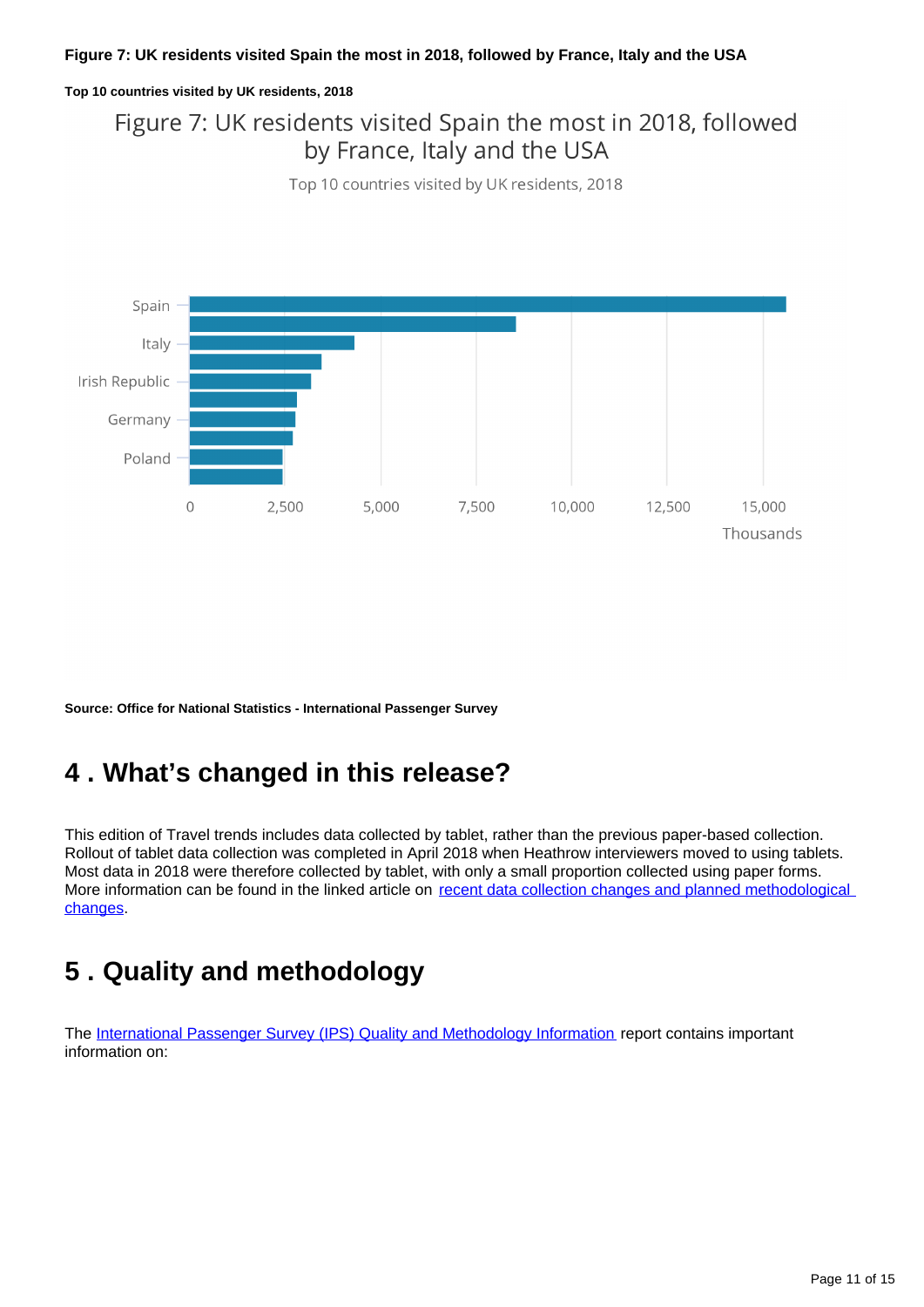**Figure 7: UK residents visited Spain the most in 2018, followed by France, Italy and the USA**

**Top 10 countries visited by UK residents, 2018**

Figure 7: UK residents visited Spain the most in 2018, followed by France, Italy and the USA

Top 10 countries visited by UK residents, 2018

Spain
Italy
Irish Republic
Germany
Poland

0 2,500 5,000 7,500 10,000 12,500 15,000

Thousands

**Source: Office for National Statistics - International Passenger Survey**

# 4 . What's changed in this release?

This edition of Travel trends includes data collected by tablet, rather than the previous paper-based collection. Rollout of tablet data collection was completed in April 2018 when Heathrow interviewers moved to using tablets. Most data in 2018 were therefore collected by tablet, with only a small proportion collected using paper forms. More information can be found in the linked article on [recent data collection changes and planned methodological changes](#).

# 5 . Quality and methodology

The [International Passenger Survey (IPS) Quality and Methodology Information](#) report contains important information on: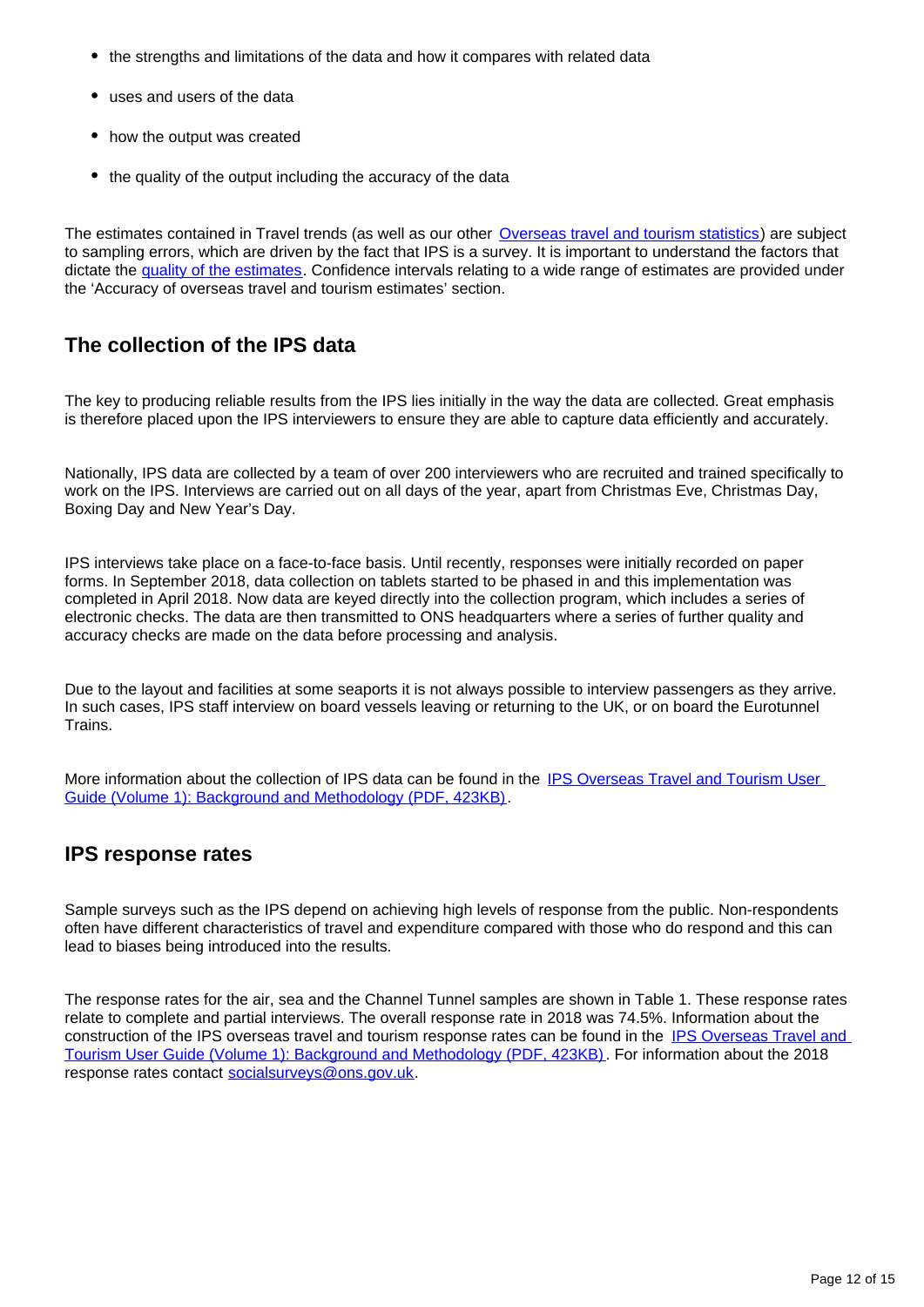- the strengths and limitations of the data and how it compares with related data
- uses and users of the data
- how the output was created
- the quality of the output including the accuracy of the data

The estimates contained in Travel trends (as well as our other [Overseas travel and tourism statistics](#)) are subject to sampling errors, which are driven by the fact that IPS is a survey. It is important to understand the factors that dictate the [quality of the estimates](#). Confidence intervals relating to a wide range of estimates are provided under the 'Accuracy of overseas travel and tourism estimates' section.

## The collection of the IPS data

The key to producing reliable results from the IPS lies initially in the way the data are collected. Great emphasis is therefore placed upon the IPS interviewers to ensure they are able to capture data efficiently and accurately.

Nationally, IPS data are collected by a team of over 200 interviewers who are recruited and trained specifically to work on the IPS. Interviews are carried out on all days of the year, apart from Christmas Eve, Christmas Day, Boxing Day and New Year's Day.

IPS interviews take place on a face-to-face basis. Until recently, responses were initially recorded on paper forms. In September 2018, data collection on tablets started to be phased in and this implementation was completed in April 2018. Now data are keyed directly into the collection program, which includes a series of electronic checks. The data are then transmitted to ONS headquarters where a series of further quality and accuracy checks are made on the data before processing and analysis.

Due to the layout and facilities at some seaports it is not always possible to interview passengers as they arrive. In such cases, IPS staff interview on board vessels leaving or returning to the UK, or on board the Eurotunnel Trains.

More information about the collection of IPS data can be found in the [IPS Overseas Travel and Tourism User Guide (Volume 1): Background and Methodology (PDF, 423KB)](#).

## IPS response rates

Sample surveys such as the IPS depend on achieving high levels of response from the public. Non-respondents often have different characteristics of travel and expenditure compared with those who do respond and this can lead to biases being introduced into the results.

The response rates for the air, sea and the Channel Tunnel samples are shown in Table 1. These response rates relate to complete and partial interviews. The overall response rate in 2018 was 74.5%. Information about the construction of the IPS overseas travel and tourism response rates can be found in the [IPS Overseas Travel and Tourism User Guide (Volume 1): Background and Methodology (PDF, 423KB)](#). For information about the 2018 response rates contact [socialsurveys@ons.gov.uk](mailto:socialsurveys@ons.gov.uk).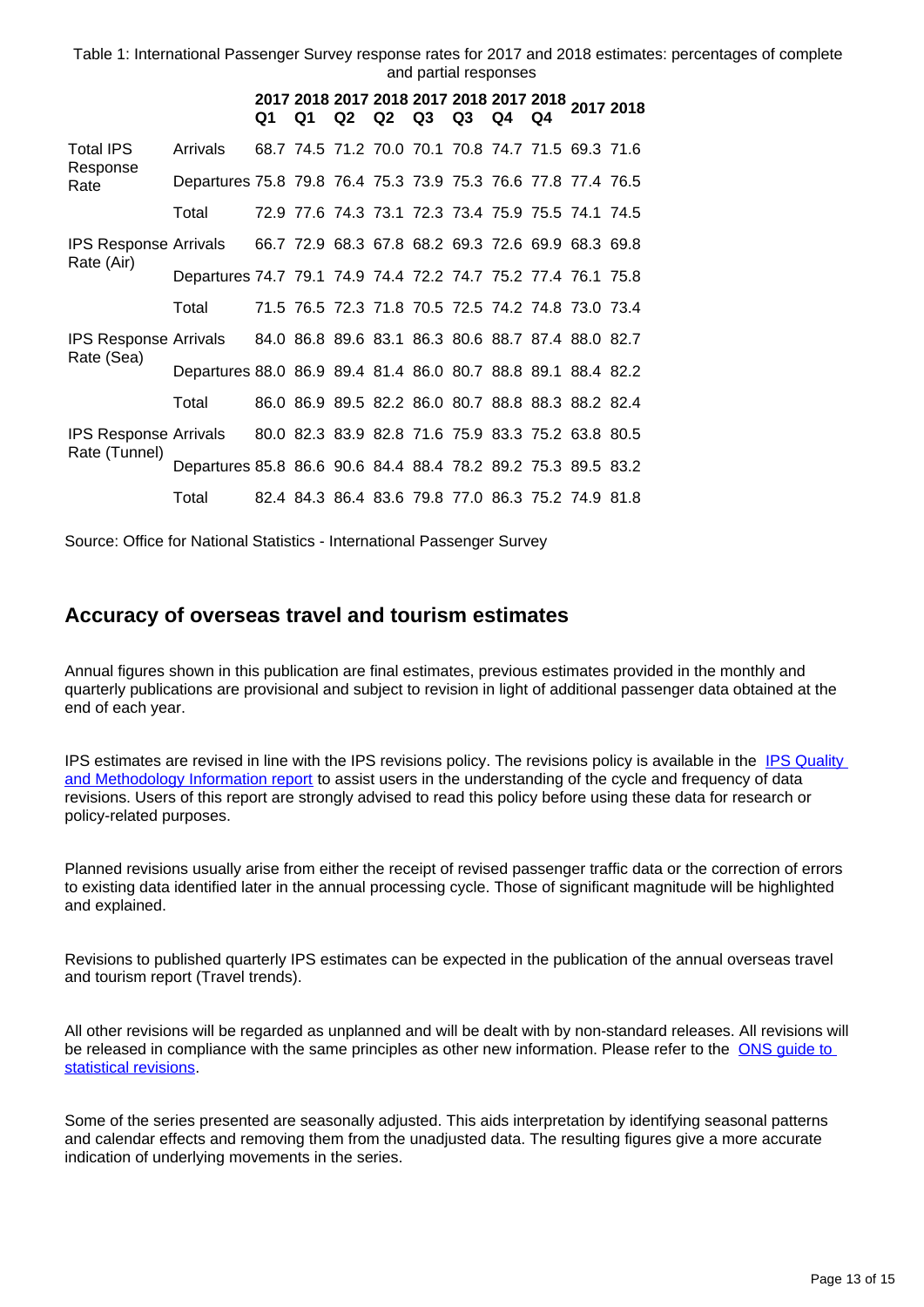Table 1: International Passenger Survey response rates for 2017 and 2018 estimates: percentages of complete and partial responses

| | | 2017 Q1 | 2018 Q1 | 2017 Q2 | 2018 Q2 | 2017 Q3 | 2018 Q3 | 2017 Q4 | 2018 Q4 | 2017 | 2018 |
|---|---|---|---|---|---|---|---|---|---|---|---|
| Total IPS Response Rate | Arrivals | 68.7 | 74.5 | 71.2 | 70.0 | 70.1 | 70.8 | 74.7 | 71.5 | 69.3 | 71.6 |
| | Departures | 75.8 | 79.8 | 76.4 | 75.3 | 73.9 | 75.3 | 76.6 | 77.8 | 77.4 | 76.5 |
| | Total | 72.9 | 77.6 | 74.3 | 73.1 | 72.3 | 73.4 | 75.9 | 75.5 | 74.1 | 74.5 |
| IPS Response Rate (Air) | Arrivals | 66.7 | 72.9 | 68.3 | 67.8 | 68.2 | 69.3 | 72.6 | 69.9 | 68.3 | 69.8 |
| | Departures | 74.7 | 79.1 | 74.9 | 74.4 | 72.2 | 74.7 | 75.2 | 77.4 | 76.1 | 75.8 |
| | Total | 71.5 | 76.5 | 72.3 | 71.8 | 70.5 | 72.5 | 74.2 | 74.8 | 73.0 | 73.4 |
| IPS Response Rate (Sea) | Arrivals | 84.0 | 86.8 | 89.6 | 83.1 | 86.3 | 80.6 | 88.7 | 87.4 | 88.0 | 82.7 |
| | Departures | 88.0 | 86.9 | 89.4 | 81.4 | 86.0 | 80.7 | 88.8 | 89.1 | 88.4 | 82.2 |
| | Total | 86.0 | 86.9 | 89.5 | 82.2 | 86.0 | 80.7 | 88.8 | 88.3 | 88.2 | 82.4 |
| IPS Response Rate (Tunnel) | Arrivals | 80.0 | 82.3 | 83.9 | 82.8 | 71.6 | 75.9 | 83.3 | 75.2 | 63.8 | 80.5 |
| | Departures | 85.8 | 86.6 | 90.6 | 84.4 | 88.4 | 78.2 | 89.2 | 75.3 | 89.5 | 83.2 |
| | Total | 82.4 | 84.3 | 86.4 | 83.6 | 79.8 | 77.0 | 86.3 | 75.2 | 74.9 | 81.8 |

Source: Office for National Statistics - International Passenger Survey

## Accuracy of overseas travel and tourism estimates

Annual figures shown in this publication are final estimates, previous estimates provided in the monthly and quarterly publications are provisional and subject to revision in light of additional passenger data obtained at the end of each year.

IPS estimates are revised in line with the IPS revisions policy. The revisions policy is available in the [IPS Quality and Methodology Information report] to assist users in the understanding of the cycle and frequency of data revisions. Users of this report are strongly advised to read this policy before using these data for research or policy-related purposes.

Planned revisions usually arise from either the receipt of revised passenger traffic data or the correction of errors to existing data identified later in the annual processing cycle. Those of significant magnitude will be highlighted and explained.

Revisions to published quarterly IPS estimates can be expected in the publication of the annual overseas travel and tourism report (Travel trends).

All other revisions will be regarded as unplanned and will be dealt with by non-standard releases. All revisions will be released in compliance with the same principles as other new information. Please refer to the [ONS guide to statistical revisions].

Some of the series presented are seasonally adjusted. This aids interpretation by identifying seasonal patterns and calendar effects and removing them from the unadjusted data. The resulting figures give a more accurate indication of underlying movements in the series.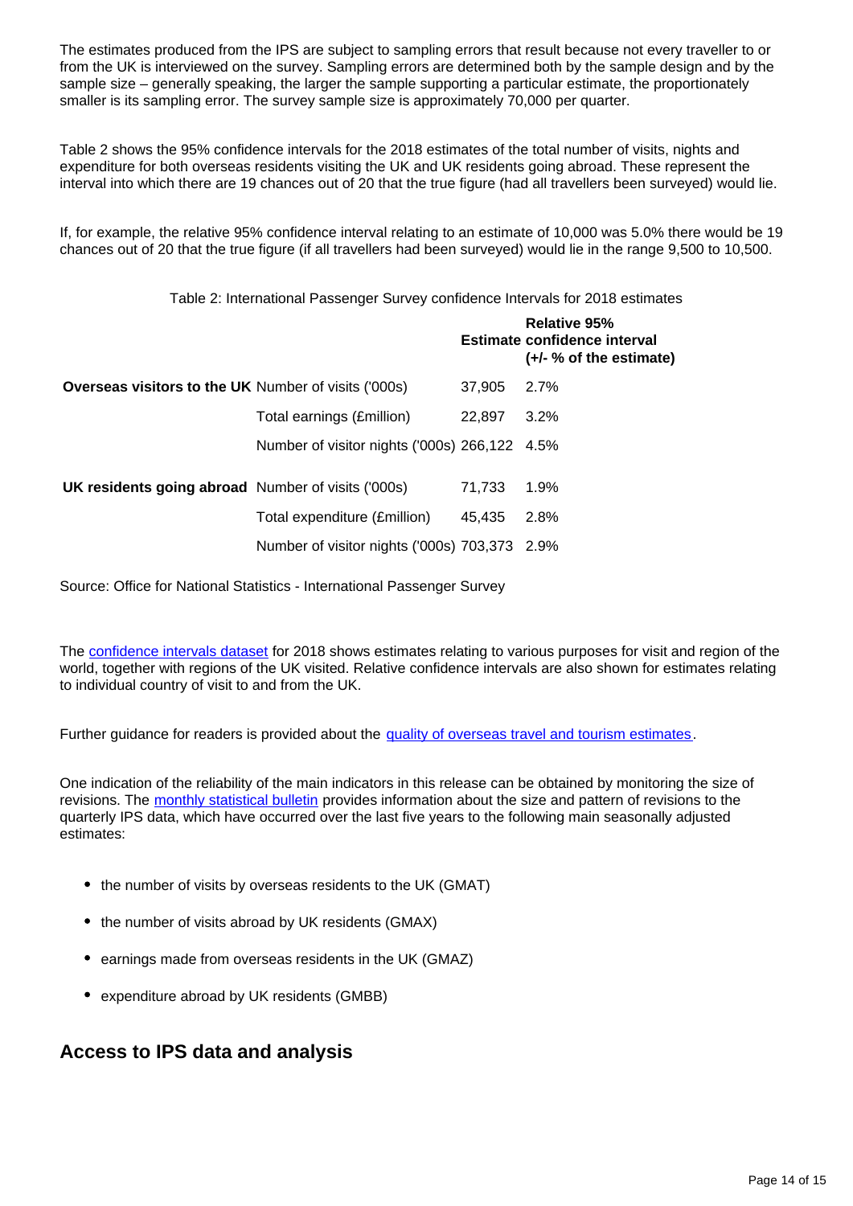The estimates produced from the IPS are subject to sampling errors that result because not every traveller to or from the UK is interviewed on the survey. Sampling errors are determined both by the sample design and by the sample size – generally speaking, the larger the sample supporting a particular estimate, the proportionately smaller is its sampling error. The survey sample size is approximately 70,000 per quarter.

Table 2 shows the 95% confidence intervals for the 2018 estimates of the total number of visits, nights and expenditure for both overseas residents visiting the UK and UK residents going abroad. These represent the interval into which there are 19 chances out of 20 that the true figure (had all travellers been surveyed) would lie.

If, for example, the relative 95% confidence interval relating to an estimate of 10,000 was 5.0% there would be 19 chances out of 20 that the true figure (if all travellers had been surveyed) would lie in the range 9,500 to 10,500.

Table 2: International Passenger Survey confidence Intervals for 2018 estimates

| | | Estimate | Relative 95% confidence interval (+/- % of the estimate) |
|---|---|---|---|
| **Overseas visitors to the UK** | Number of visits ('000s) | 37,905 | 2.7% |
| | Total earnings (£million) | 22,897 | 3.2% |
| | Number of visitor nights ('000s) | 266,122 | 4.5% |
| **UK residents going abroad** | Number of visits ('000s) | 71,733 | 1.9% |
| | Total expenditure (£million) | 45,435 | 2.8% |
| | Number of visitor nights ('000s) | 703,373 | 2.9% |

Source: Office for National Statistics - International Passenger Survey

The confidence intervals dataset for 2018 shows estimates relating to various purposes for visit and region of the world, together with regions of the UK visited. Relative confidence intervals are also shown for estimates relating to individual country of visit to and from the UK.

Further guidance for readers is provided about the quality of overseas travel and tourism estimates.

One indication of the reliability of the main indicators in this release can be obtained by monitoring the size of revisions. The monthly statistical bulletin provides information about the size and pattern of revisions to the quarterly IPS data, which have occurred over the last five years to the following main seasonally adjusted estimates:

- the number of visits by overseas residents to the UK (GMAT)
- the number of visits abroad by UK residents (GMAX)
- earnings made from overseas residents in the UK (GMAZ)
- expenditure abroad by UK residents (GMBB)

## Access to IPS data and analysis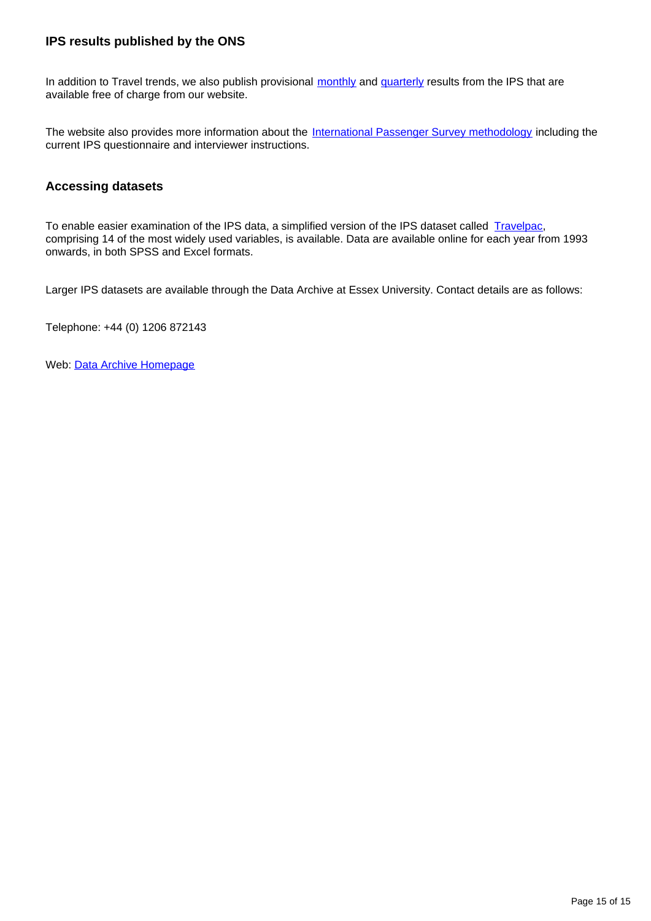### IPS results published by the ONS

In addition to Travel trends, we also publish provisional monthly and quarterly results from the IPS that are available free of charge from our website.

The website also provides more information about the International Passenger Survey methodology including the current IPS questionnaire and interviewer instructions.

### Accessing datasets

To enable easier examination of the IPS data, a simplified version of the IPS dataset called Travelpac, comprising 14 of the most widely used variables, is available. Data are available online for each year from 1993 onwards, in both SPSS and Excel formats.

Larger IPS datasets are available through the Data Archive at Essex University. Contact details are as follows:

Telephone: +44 (0) 1206 872143

Web: Data Archive Homepage